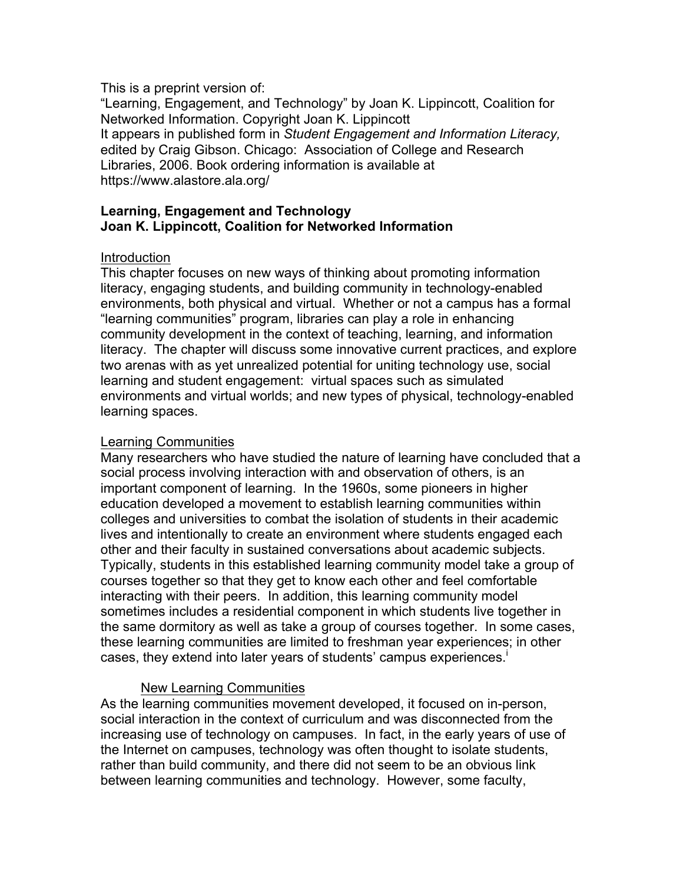This is a preprint version of:
"Learning, Engagement, and Technology" by Joan K. Lippincott, Coalition for Networked Information. Copyright Joan K. Lippincott
It appears in published form in *Student Engagement and Information Literacy,* edited by Craig Gibson. Chicago: Association of College and Research Libraries, 2006. Book ordering information is available at https://www.alastore.ala.org/

# Learning, Engagement and Technology
**Joan K. Lippincott, Coalition for Networked Information**

## Introduction

This chapter focuses on new ways of thinking about promoting information literacy, engaging students, and building community in technology-enabled environments, both physical and virtual. Whether or not a campus has a formal "learning communities" program, libraries can play a role in enhancing community development in the context of teaching, learning, and information literacy. The chapter will discuss some innovative current practices, and explore two arenas with as yet unrealized potential for uniting technology use, social learning and student engagement: virtual spaces such as simulated environments and virtual worlds; and new types of physical, technology-enabled learning spaces.

## Learning Communities

Many researchers who have studied the nature of learning have concluded that a social process involving interaction with and observation of others, is an important component of learning. In the 1960s, some pioneers in higher education developed a movement to establish learning communities within colleges and universities to combat the isolation of students in their academic lives and intentionally to create an environment where students engaged each other and their faculty in sustained conversations about academic subjects. Typically, students in this established learning community model take a group of courses together so that they get to know each other and feel comfortable interacting with their peers. In addition, this learning community model sometimes includes a residential component in which students live together in the same dormitory as well as take a group of courses together. In some cases, these learning communities are limited to freshman year experiences; in other cases, they extend into later years of students' campus experiences.[i]

### New Learning Communities

As the learning communities movement developed, it focused on in-person, social interaction in the context of curriculum and was disconnected from the increasing use of technology on campuses. In fact, in the early years of use of the Internet on campuses, technology was often thought to isolate students, rather than build community, and there did not seem to be an obvious link between learning communities and technology. However, some faculty,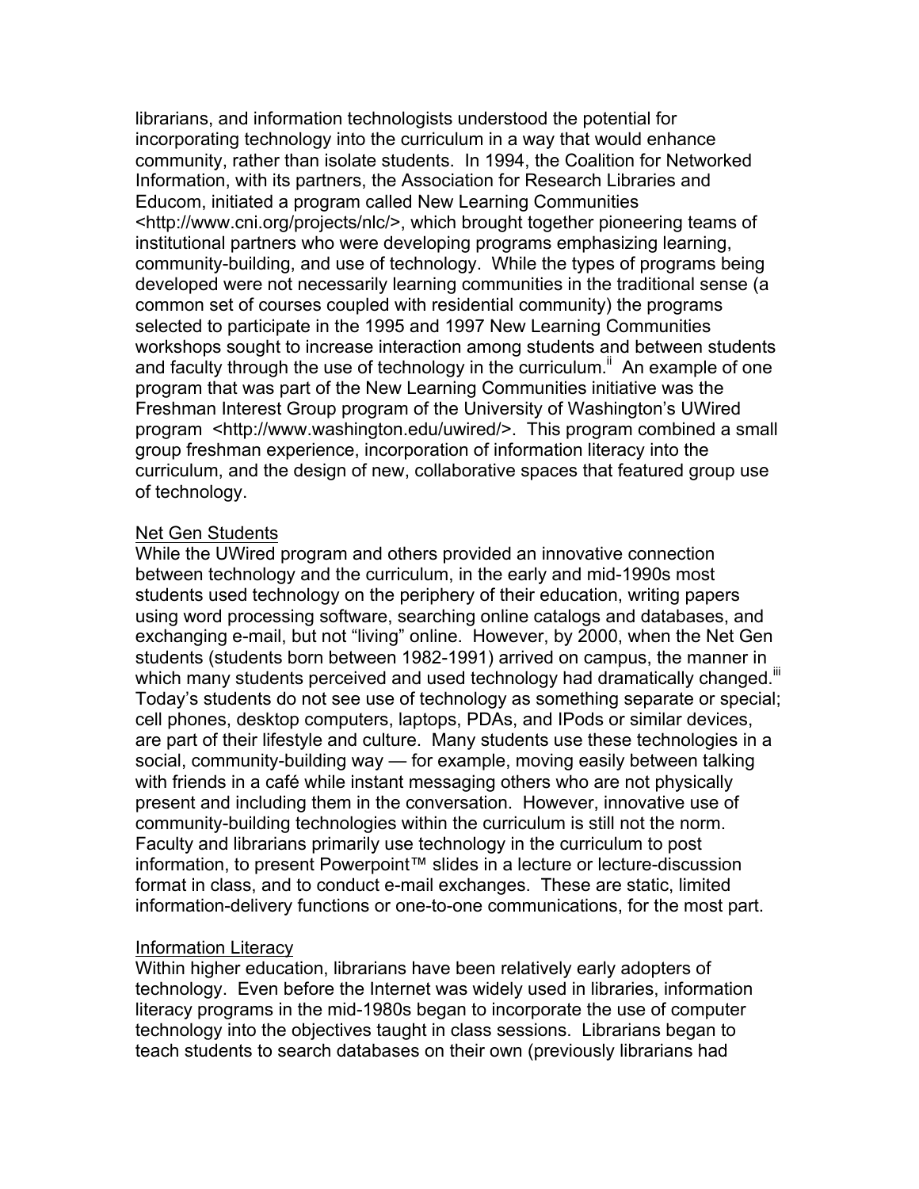librarians, and information technologists understood the potential for incorporating technology into the curriculum in a way that would enhance community, rather than isolate students. In 1994, the Coalition for Networked Information, with its partners, the Association for Research Libraries and Educom, initiated a program called New Learning Communities <http://www.cni.org/projects/nlc/>, which brought together pioneering teams of institutional partners who were developing programs emphasizing learning, community-building, and use of technology. While the types of programs being developed were not necessarily learning communities in the traditional sense (a common set of courses coupled with residential community) the programs selected to participate in the 1995 and 1997 New Learning Communities workshops sought to increase interaction among students and between students and faculty through the use of technology in the curriculum.[ii] An example of one program that was part of the New Learning Communities initiative was the Freshman Interest Group program of the University of Washington's UWired program <http://www.washington.edu/uwired/>. This program combined a small group freshman experience, incorporation of information literacy into the curriculum, and the design of new, collaborative spaces that featured group use of technology.

<u>Net Gen Students</u>

While the UWired program and others provided an innovative connection between technology and the curriculum, in the early and mid-1990s most students used technology on the periphery of their education, writing papers using word processing software, searching online catalogs and databases, and exchanging e-mail, but not "living" online. However, by 2000, when the Net Gen students (students born between 1982-1991) arrived on campus, the manner in which many students perceived and used technology had dramatically changed.[iii] Today's students do not see use of technology as something separate or special; cell phones, desktop computers, laptops, PDAs, and IPods or similar devices, are part of their lifestyle and culture. Many students use these technologies in a social, community-building way — for example, moving easily between talking with friends in a café while instant messaging others who are not physically present and including them in the conversation. However, innovative use of community-building technologies within the curriculum is still not the norm. Faculty and librarians primarily use technology in the curriculum to post information, to present Powerpoint™ slides in a lecture or lecture-discussion format in class, and to conduct e-mail exchanges. These are static, limited information-delivery functions or one-to-one communications, for the most part.

<u>Information Literacy</u>

Within higher education, librarians have been relatively early adopters of technology. Even before the Internet was widely used in libraries, information literacy programs in the mid-1980s began to incorporate the use of computer technology into the objectives taught in class sessions. Librarians began to teach students to search databases on their own (previously librarians had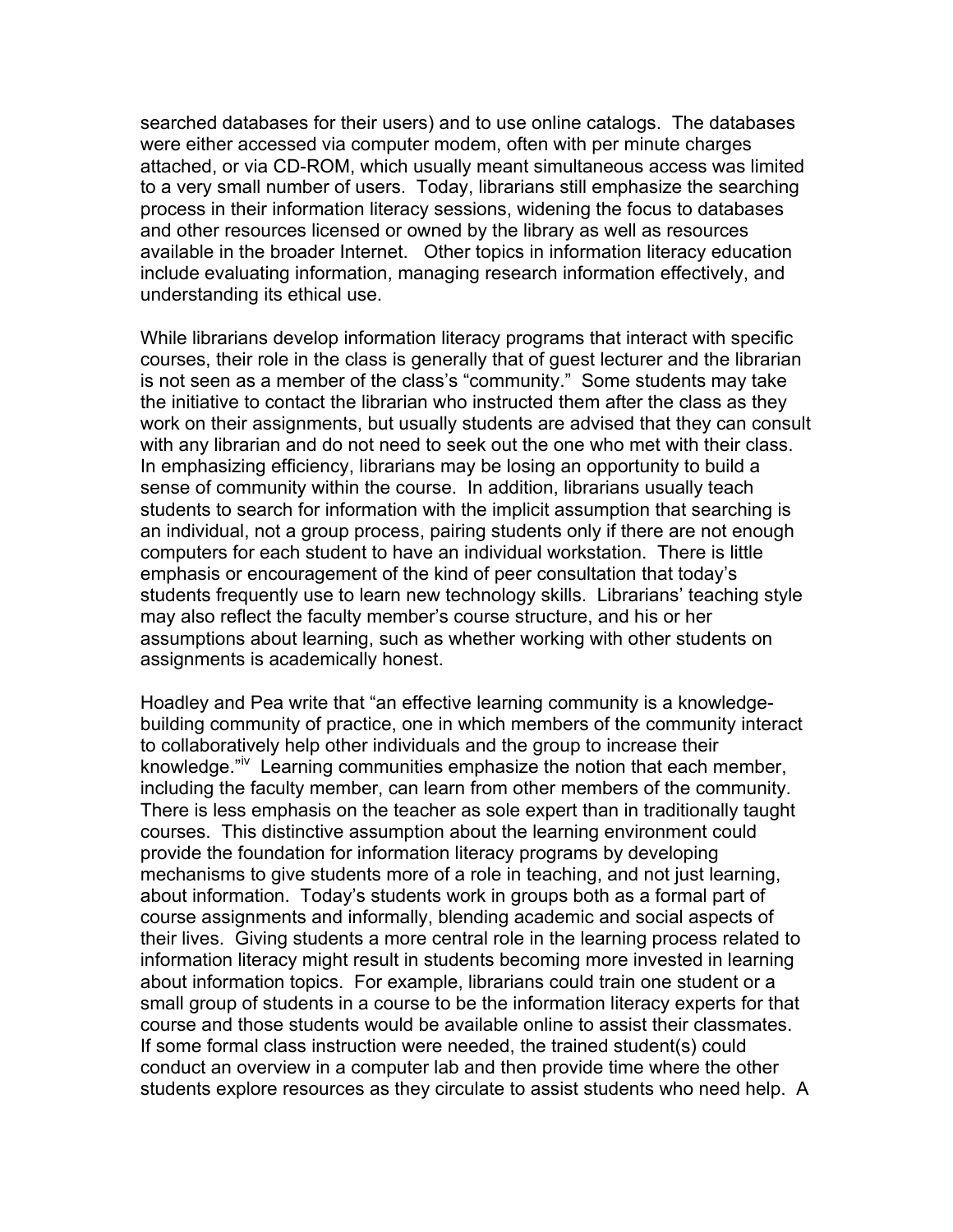searched databases for their users) and to use online catalogs. The databases were either accessed via computer modem, often with per minute charges attached, or via CD-ROM, which usually meant simultaneous access was limited to a very small number of users. Today, librarians still emphasize the searching process in their information literacy sessions, widening the focus to databases and other resources licensed or owned by the library as well as resources available in the broader Internet. Other topics in information literacy education include evaluating information, managing research information effectively, and understanding its ethical use.

While librarians develop information literacy programs that interact with specific courses, their role in the class is generally that of guest lecturer and the librarian is not seen as a member of the class's "community." Some students may take the initiative to contact the librarian who instructed them after the class as they work on their assignments, but usually students are advised that they can consult with any librarian and do not need to seek out the one who met with their class. In emphasizing efficiency, librarians may be losing an opportunity to build a sense of community within the course. In addition, librarians usually teach students to search for information with the implicit assumption that searching is an individual, not a group process, pairing students only if there are not enough computers for each student to have an individual workstation. There is little emphasis or encouragement of the kind of peer consultation that today's students frequently use to learn new technology skills. Librarians' teaching style may also reflect the faculty member's course structure, and his or her assumptions about learning, such as whether working with other students on assignments is academically honest.

Hoadley and Pea write that "an effective learning community is a knowledge-building community of practice, one in which members of the community interact to collaboratively help other individuals and the group to increase their knowledge."[iv] Learning communities emphasize the notion that each member, including the faculty member, can learn from other members of the community. There is less emphasis on the teacher as sole expert than in traditionally taught courses. This distinctive assumption about the learning environment could provide the foundation for information literacy programs by developing mechanisms to give students more of a role in teaching, and not just learning, about information. Today's students work in groups both as a formal part of course assignments and informally, blending academic and social aspects of their lives. Giving students a more central role in the learning process related to information literacy might result in students becoming more invested in learning about information topics. For example, librarians could train one student or a small group of students in a course to be the information literacy experts for that course and those students would be available online to assist their classmates. If some formal class instruction were needed, the trained student(s) could conduct an overview in a computer lab and then provide time where the other students explore resources as they circulate to assist students who need help. A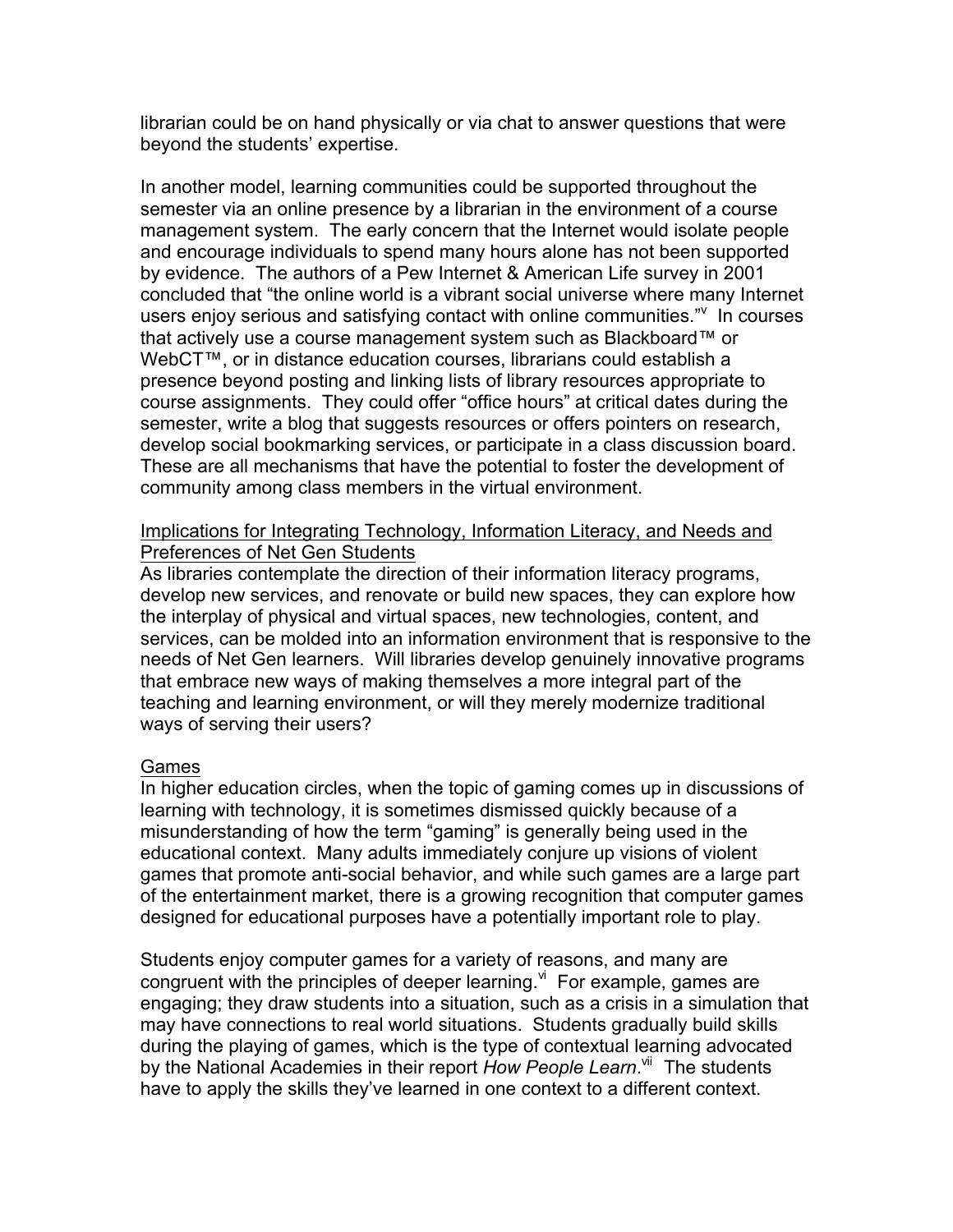librarian could be on hand physically or via chat to answer questions that were beyond the students' expertise.

In another model, learning communities could be supported throughout the semester via an online presence by a librarian in the environment of a course management system. The early concern that the Internet would isolate people and encourage individuals to spend many hours alone has not been supported by evidence. The authors of a Pew Internet & American Life survey in 2001 concluded that "the online world is a vibrant social universe where many Internet users enjoy serious and satisfying contact with online communities."[v] In courses that actively use a course management system such as Blackboard™ or WebCT™, or in distance education courses, librarians could establish a presence beyond posting and linking lists of library resources appropriate to course assignments. They could offer "office hours" at critical dates during the semester, write a blog that suggests resources or offers pointers on research, develop social bookmarking services, or participate in a class discussion board. These are all mechanisms that have the potential to foster the development of community among class members in the virtual environment.

## Implications for Integrating Technology, Information Literacy, and Needs and Preferences of Net Gen Students

As libraries contemplate the direction of their information literacy programs, develop new services, and renovate or build new spaces, they can explore how the interplay of physical and virtual spaces, new technologies, content, and services, can be molded into an information environment that is responsive to the needs of Net Gen learners. Will libraries develop genuinely innovative programs that embrace new ways of making themselves a more integral part of the teaching and learning environment, or will they merely modernize traditional ways of serving their users?

## Games

In higher education circles, when the topic of gaming comes up in discussions of learning with technology, it is sometimes dismissed quickly because of a misunderstanding of how the term "gaming" is generally being used in the educational context. Many adults immediately conjure up visions of violent games that promote anti-social behavior, and while such games are a large part of the entertainment market, there is a growing recognition that computer games designed for educational purposes have a potentially important role to play.

Students enjoy computer games for a variety of reasons, and many are congruent with the principles of deeper learning.[vi] For example, games are engaging; they draw students into a situation, such as a crisis in a simulation that may have connections to real world situations. Students gradually build skills during the playing of games, which is the type of contextual learning advocated by the National Academies in their report *How People Learn*.[vii] The students have to apply the skills they've learned in one context to a different context.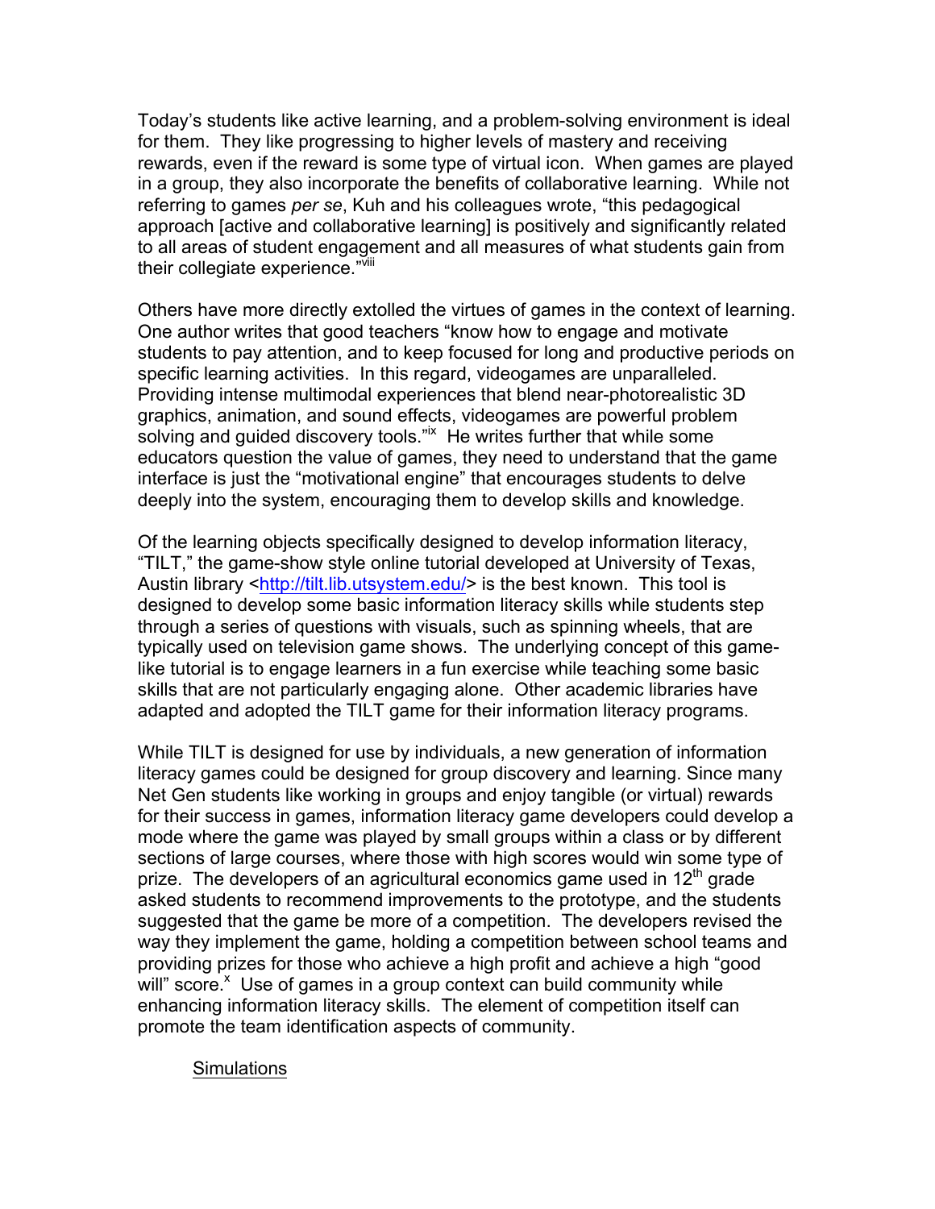Today's students like active learning, and a problem-solving environment is ideal for them. They like progressing to higher levels of mastery and receiving rewards, even if the reward is some type of virtual icon. When games are played in a group, they also incorporate the benefits of collaborative learning. While not referring to games *per se*, Kuh and his colleagues wrote, "this pedagogical approach [active and collaborative learning] is positively and significantly related to all areas of student engagement and all measures of what students gain from their collegiate experience."[viii]

Others have more directly extolled the virtues of games in the context of learning. One author writes that good teachers "know how to engage and motivate students to pay attention, and to keep focused for long and productive periods on specific learning activities. In this regard, videogames are unparalleled. Providing intense multimodal experiences that blend near-photorealistic 3D graphics, animation, and sound effects, videogames are powerful problem solving and guided discovery tools."[ix] He writes further that while some educators question the value of games, they need to understand that the game interface is just the "motivational engine" that encourages students to delve deeply into the system, encouraging them to develop skills and knowledge.

Of the learning objects specifically designed to develop information literacy, "TILT," the game-show style online tutorial developed at University of Texas, Austin library <http://tilt.lib.utsystem.edu/> is the best known. This tool is designed to develop some basic information literacy skills while students step through a series of questions with visuals, such as spinning wheels, that are typically used on television game shows. The underlying concept of this game-like tutorial is to engage learners in a fun exercise while teaching some basic skills that are not particularly engaging alone. Other academic libraries have adapted and adopted the TILT game for their information literacy programs.

While TILT is designed for use by individuals, a new generation of information literacy games could be designed for group discovery and learning. Since many Net Gen students like working in groups and enjoy tangible (or virtual) rewards for their success in games, information literacy game developers could develop a mode where the game was played by small groups within a class or by different sections of large courses, where those with high scores would win some type of prize. The developers of an agricultural economics game used in 12th grade asked students to recommend improvements to the prototype, and the students suggested that the game be more of a competition. The developers revised the way they implement the game, holding a competition between school teams and providing prizes for those who achieve a high profit and achieve a high "good will" score.[x] Use of games in a group context can build community while enhancing information literacy skills. The element of competition itself can promote the team identification aspects of community.

Simulations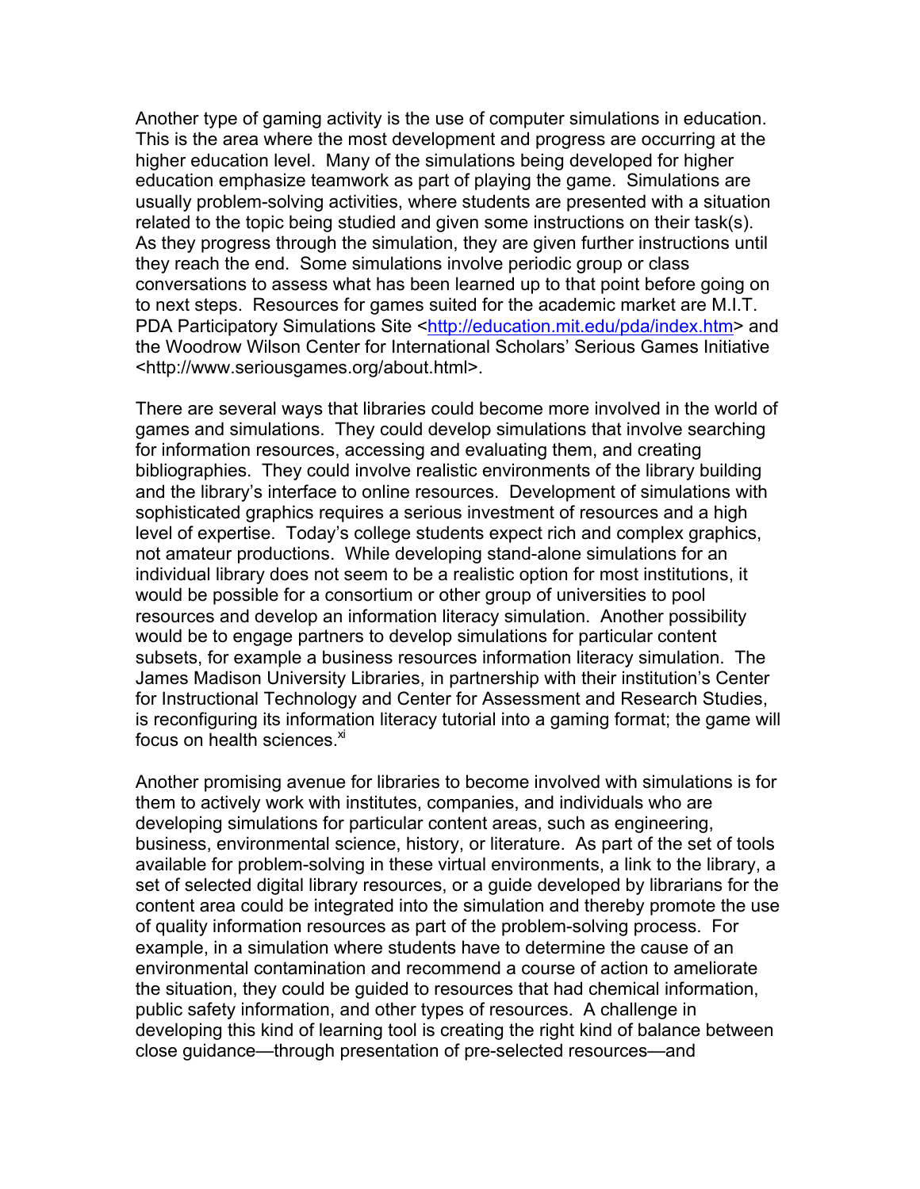Another type of gaming activity is the use of computer simulations in education. This is the area where the most development and progress are occurring at the higher education level. Many of the simulations being developed for higher education emphasize teamwork as part of playing the game. Simulations are usually problem-solving activities, where students are presented with a situation related to the topic being studied and given some instructions on their task(s). As they progress through the simulation, they are given further instructions until they reach the end. Some simulations involve periodic group or class conversations to assess what has been learned up to that point before going on to next steps. Resources for games suited for the academic market are M.I.T. PDA Participatory Simulations Site <http://education.mit.edu/pda/index.htm> and the Woodrow Wilson Center for International Scholars' Serious Games Initiative <http://www.seriousgames.org/about.html>.

There are several ways that libraries could become more involved in the world of games and simulations. They could develop simulations that involve searching for information resources, accessing and evaluating them, and creating bibliographies. They could involve realistic environments of the library building and the library's interface to online resources. Development of simulations with sophisticated graphics requires a serious investment of resources and a high level of expertise. Today's college students expect rich and complex graphics, not amateur productions. While developing stand-alone simulations for an individual library does not seem to be a realistic option for most institutions, it would be possible for a consortium or other group of universities to pool resources and develop an information literacy simulation. Another possibility would be to engage partners to develop simulations for particular content subsets, for example a business resources information literacy simulation. The James Madison University Libraries, in partnership with their institution's Center for Instructional Technology and Center for Assessment and Research Studies, is reconfiguring its information literacy tutorial into a gaming format; the game will focus on health sciences.[xi]

Another promising avenue for libraries to become involved with simulations is for them to actively work with institutes, companies, and individuals who are developing simulations for particular content areas, such as engineering, business, environmental science, history, or literature. As part of the set of tools available for problem-solving in these virtual environments, a link to the library, a set of selected digital library resources, or a guide developed by librarians for the content area could be integrated into the simulation and thereby promote the use of quality information resources as part of the problem-solving process. For example, in a simulation where students have to determine the cause of an environmental contamination and recommend a course of action to ameliorate the situation, they could be guided to resources that had chemical information, public safety information, and other types of resources. A challenge in developing this kind of learning tool is creating the right kind of balance between close guidance—through presentation of pre-selected resources—and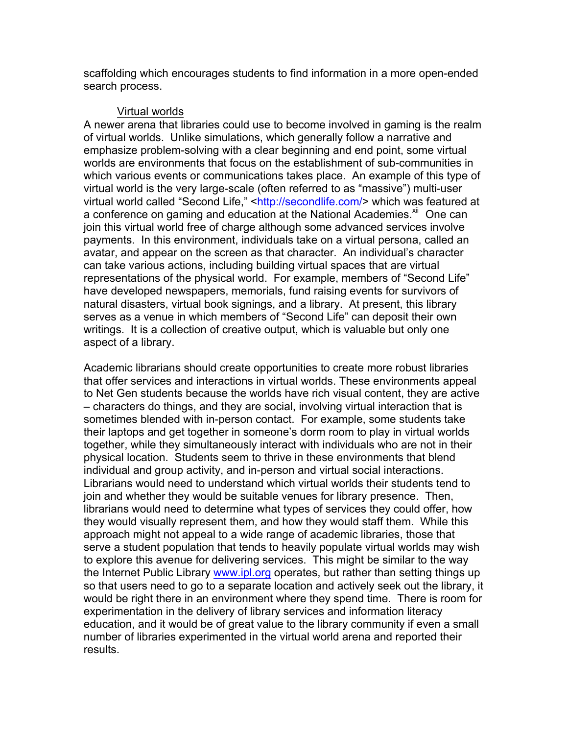scaffolding which encourages students to find information in a more open-ended search process.

Virtual worlds

A newer arena that libraries could use to become involved in gaming is the realm of virtual worlds. Unlike simulations, which generally follow a narrative and emphasize problem-solving with a clear beginning and end point, some virtual worlds are environments that focus on the establishment of sub-communities in which various events or communications takes place. An example of this type of virtual world is the very large-scale (often referred to as "massive") multi-user virtual world called "Second Life," <http://secondlife.com/> which was featured at a conference on gaming and education at the National Academies.[xii] One can join this virtual world free of charge although some advanced services involve payments. In this environment, individuals take on a virtual persona, called an avatar, and appear on the screen as that character. An individual's character can take various actions, including building virtual spaces that are virtual representations of the physical world. For example, members of "Second Life" have developed newspapers, memorials, fund raising events for survivors of natural disasters, virtual book signings, and a library. At present, this library serves as a venue in which members of "Second Life" can deposit their own writings. It is a collection of creative output, which is valuable but only one aspect of a library.

Academic librarians should create opportunities to create more robust libraries that offer services and interactions in virtual worlds. These environments appeal to Net Gen students because the worlds have rich visual content, they are active – characters do things, and they are social, involving virtual interaction that is sometimes blended with in-person contact. For example, some students take their laptops and get together in someone's dorm room to play in virtual worlds together, while they simultaneously interact with individuals who are not in their physical location. Students seem to thrive in these environments that blend individual and group activity, and in-person and virtual social interactions. Librarians would need to understand which virtual worlds their students tend to join and whether they would be suitable venues for library presence. Then, librarians would need to determine what types of services they could offer, how they would visually represent them, and how they would staff them. While this approach might not appeal to a wide range of academic libraries, those that serve a student population that tends to heavily populate virtual worlds may wish to explore this avenue for delivering services. This might be similar to the way the Internet Public Library www.ipl.org operates, but rather than setting things up so that users need to go to a separate location and actively seek out the library, it would be right there in an environment where they spend time. There is room for experimentation in the delivery of library services and information literacy education, and it would be of great value to the library community if even a small number of libraries experimented in the virtual world arena and reported their results.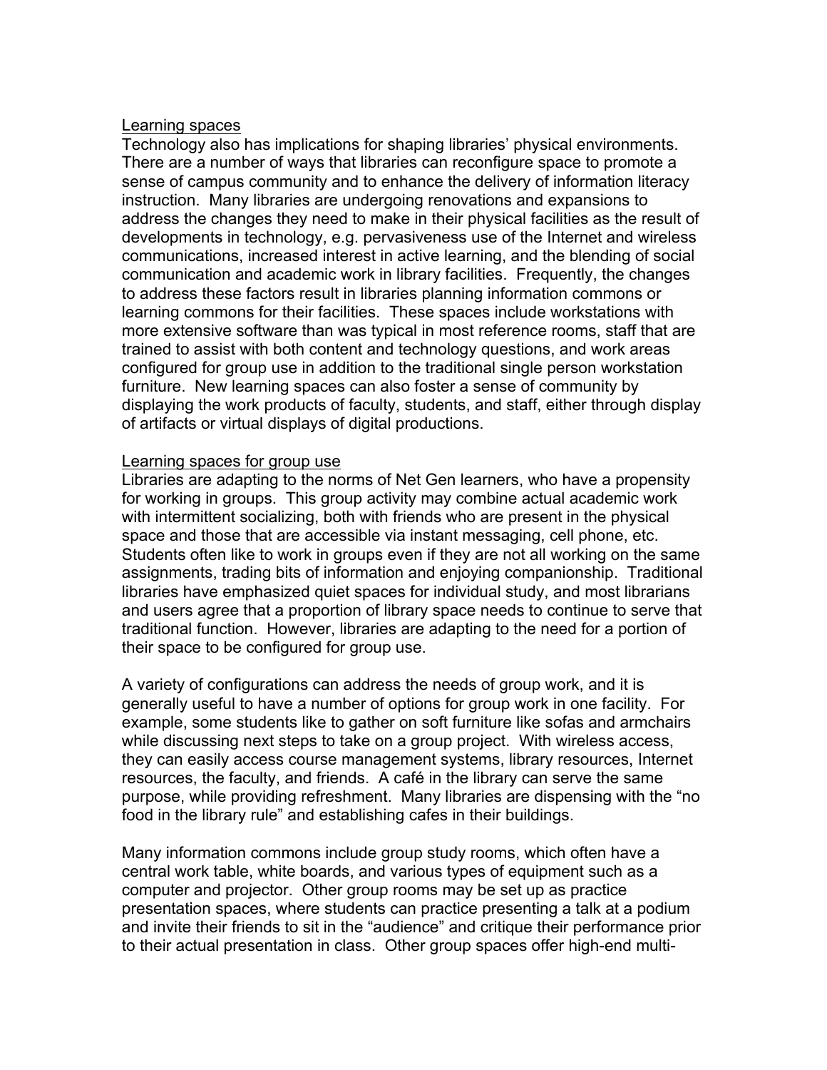## Learning spaces

Technology also has implications for shaping libraries' physical environments. There are a number of ways that libraries can reconfigure space to promote a sense of campus community and to enhance the delivery of information literacy instruction. Many libraries are undergoing renovations and expansions to address the changes they need to make in their physical facilities as the result of developments in technology, e.g. pervasiveness use of the Internet and wireless communications, increased interest in active learning, and the blending of social communication and academic work in library facilities. Frequently, the changes to address these factors result in libraries planning information commons or learning commons for their facilities. These spaces include workstations with more extensive software than was typical in most reference rooms, staff that are trained to assist with both content and technology questions, and work areas configured for group use in addition to the traditional single person workstation furniture. New learning spaces can also foster a sense of community by displaying the work products of faculty, students, and staff, either through display of artifacts or virtual displays of digital productions.

## Learning spaces for group use

Libraries are adapting to the norms of Net Gen learners, who have a propensity for working in groups. This group activity may combine actual academic work with intermittent socializing, both with friends who are present in the physical space and those that are accessible via instant messaging, cell phone, etc. Students often like to work in groups even if they are not all working on the same assignments, trading bits of information and enjoying companionship. Traditional libraries have emphasized quiet spaces for individual study, and most librarians and users agree that a proportion of library space needs to continue to serve that traditional function. However, libraries are adapting to the need for a portion of their space to be configured for group use.

A variety of configurations can address the needs of group work, and it is generally useful to have a number of options for group work in one facility. For example, some students like to gather on soft furniture like sofas and armchairs while discussing next steps to take on a group project. With wireless access, they can easily access course management systems, library resources, Internet resources, the faculty, and friends. A café in the library can serve the same purpose, while providing refreshment. Many libraries are dispensing with the "no food in the library rule" and establishing cafes in their buildings.

Many information commons include group study rooms, which often have a central work table, white boards, and various types of equipment such as a computer and projector. Other group rooms may be set up as practice presentation spaces, where students can practice presenting a talk at a podium and invite their friends to sit in the "audience" and critique their performance prior to their actual presentation in class. Other group spaces offer high-end multi-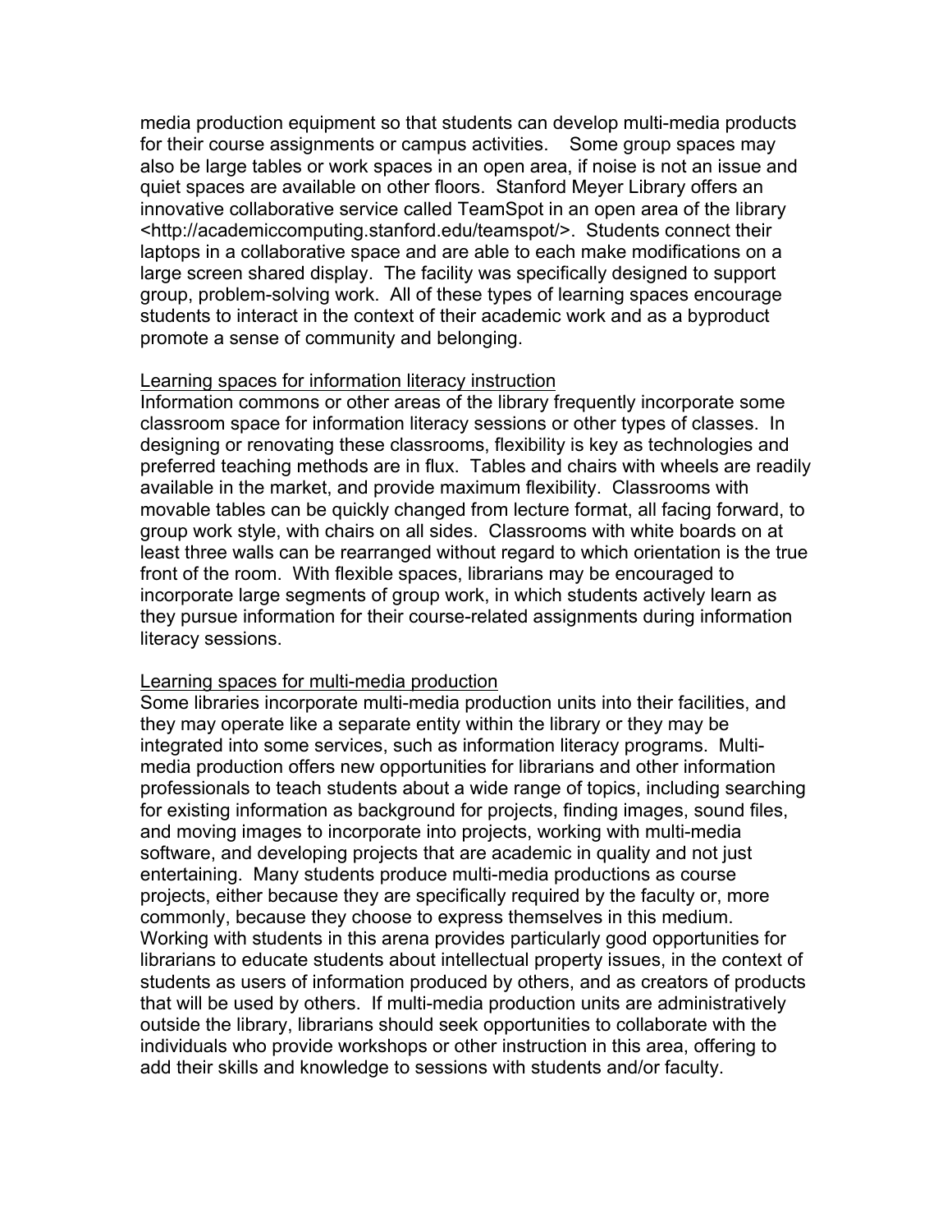media production equipment so that students can develop multi-media products for their course assignments or campus activities. Some group spaces may also be large tables or work spaces in an open area, if noise is not an issue and quiet spaces are available on other floors. Stanford Meyer Library offers an innovative collaborative service called TeamSpot in an open area of the library <http://academiccomputing.stanford.edu/teamspot/>. Students connect their laptops in a collaborative space and are able to each make modifications on a large screen shared display. The facility was specifically designed to support group, problem-solving work. All of these types of learning spaces encourage students to interact in the context of their academic work and as a byproduct promote a sense of community and belonging.

Learning spaces for information literacy instruction

Information commons or other areas of the library frequently incorporate some classroom space for information literacy sessions or other types of classes. In designing or renovating these classrooms, flexibility is key as technologies and preferred teaching methods are in flux. Tables and chairs with wheels are readily available in the market, and provide maximum flexibility. Classrooms with movable tables can be quickly changed from lecture format, all facing forward, to group work style, with chairs on all sides. Classrooms with white boards on at least three walls can be rearranged without regard to which orientation is the true front of the room. With flexible spaces, librarians may be encouraged to incorporate large segments of group work, in which students actively learn as they pursue information for their course-related assignments during information literacy sessions.

Learning spaces for multi-media production

Some libraries incorporate multi-media production units into their facilities, and they may operate like a separate entity within the library or they may be integrated into some services, such as information literacy programs. Multi-media production offers new opportunities for librarians and other information professionals to teach students about a wide range of topics, including searching for existing information as background for projects, finding images, sound files, and moving images to incorporate into projects, working with multi-media software, and developing projects that are academic in quality and not just entertaining. Many students produce multi-media productions as course projects, either because they are specifically required by the faculty or, more commonly, because they choose to express themselves in this medium. Working with students in this arena provides particularly good opportunities for librarians to educate students about intellectual property issues, in the context of students as users of information produced by others, and as creators of products that will be used by others. If multi-media production units are administratively outside the library, librarians should seek opportunities to collaborate with the individuals who provide workshops or other instruction in this area, offering to add their skills and knowledge to sessions with students and/or faculty.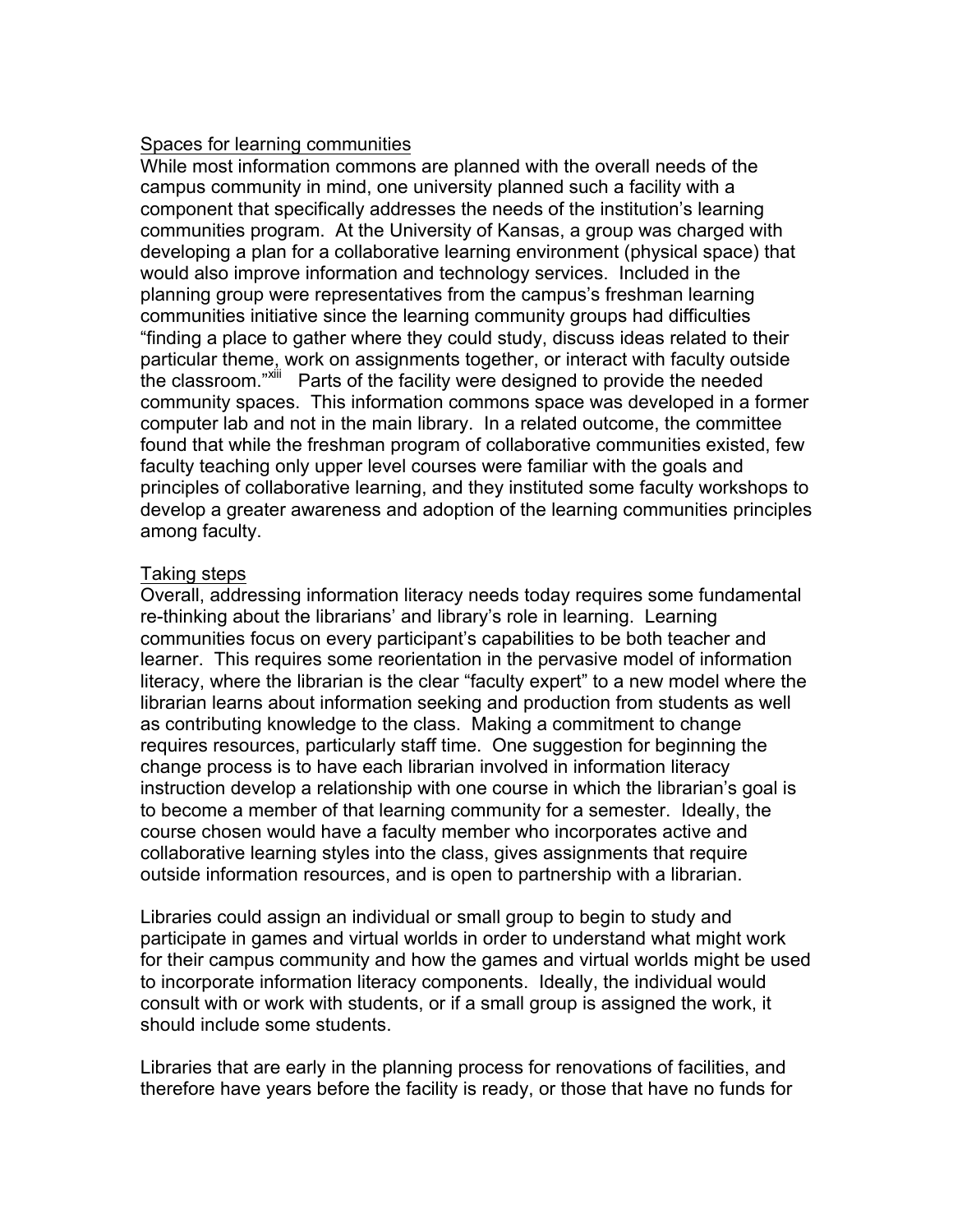Spaces for learning communities

While most information commons are planned with the overall needs of the campus community in mind, one university planned such a facility with a component that specifically addresses the needs of the institution's learning communities program. At the University of Kansas, a group was charged with developing a plan for a collaborative learning environment (physical space) that would also improve information and technology services. Included in the planning group were representatives from the campus's freshman learning communities initiative since the learning community groups had difficulties "finding a place to gather where they could study, discuss ideas related to their particular theme, work on assignments together, or interact with faculty outside the classroom."[xiii] Parts of the facility were designed to provide the needed community spaces. This information commons space was developed in a former computer lab and not in the main library. In a related outcome, the committee found that while the freshman program of collaborative communities existed, few faculty teaching only upper level courses were familiar with the goals and principles of collaborative learning, and they instituted some faculty workshops to develop a greater awareness and adoption of the learning communities principles among faculty.

Taking steps

Overall, addressing information literacy needs today requires some fundamental re-thinking about the librarians' and library's role in learning. Learning communities focus on every participant's capabilities to be both teacher and learner. This requires some reorientation in the pervasive model of information literacy, where the librarian is the clear "faculty expert" to a new model where the librarian learns about information seeking and production from students as well as contributing knowledge to the class. Making a commitment to change requires resources, particularly staff time. One suggestion for beginning the change process is to have each librarian involved in information literacy instruction develop a relationship with one course in which the librarian's goal is to become a member of that learning community for a semester. Ideally, the course chosen would have a faculty member who incorporates active and collaborative learning styles into the class, gives assignments that require outside information resources, and is open to partnership with a librarian.

Libraries could assign an individual or small group to begin to study and participate in games and virtual worlds in order to understand what might work for their campus community and how the games and virtual worlds might be used to incorporate information literacy components. Ideally, the individual would consult with or work with students, or if a small group is assigned the work, it should include some students.

Libraries that are early in the planning process for renovations of facilities, and therefore have years before the facility is ready, or those that have no funds for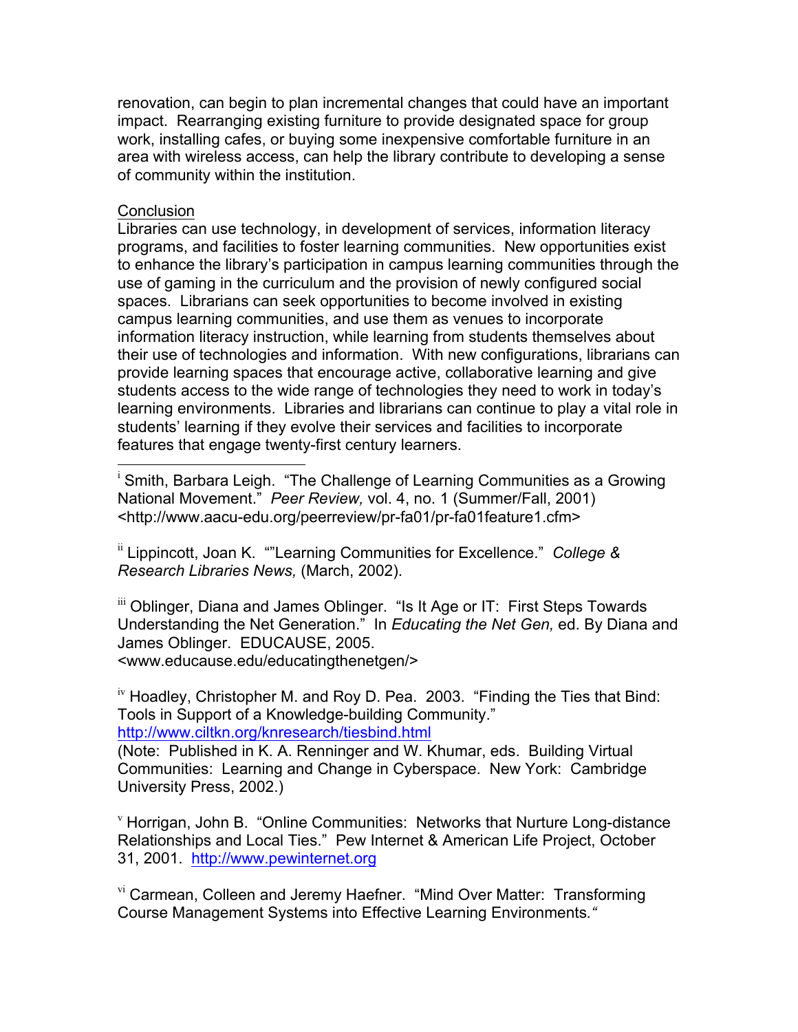renovation, can begin to plan incremental changes that could have an important impact. Rearranging existing furniture to provide designated space for group work, installing cafes, or buying some inexpensive comfortable furniture in an area with wireless access, can help the library contribute to developing a sense of community within the institution.

## Conclusion

Libraries can use technology, in development of services, information literacy programs, and facilities to foster learning communities. New opportunities exist to enhance the library's participation in campus learning communities through the use of gaming in the curriculum and the provision of newly configured social spaces. Librarians can seek opportunities to become involved in existing campus learning communities, and use them as venues to incorporate information literacy instruction, while learning from students themselves about their use of technologies and information. With new configurations, librarians can provide learning spaces that encourage active, collaborative learning and give students access to the wide range of technologies they need to work in today's learning environments. Libraries and librarians can continue to play a vital role in students' learning if they evolve their services and facilities to incorporate features that engage twenty-first century learners.

---

[i] Smith, Barbara Leigh. "The Challenge of Learning Communities as a Growing National Movement." *Peer Review,* vol. 4, no. 1 (Summer/Fall, 2001) <http://www.aacu-edu.org/peerreview/pr-fa01/pr-fa01feature1.cfm>

[ii] Lippincott, Joan K. ""Learning Communities for Excellence." *College & Research Libraries News,* (March, 2002).

[iii] Oblinger, Diana and James Oblinger. "Is It Age or IT: First Steps Towards Understanding the Net Generation." In *Educating the Net Gen,* ed. By Diana and James Oblinger. EDUCAUSE, 2005. <www.educause.edu/educatingthenetgen/>

[iv] Hoadley, Christopher M. and Roy D. Pea. 2003. "Finding the Ties that Bind: Tools in Support of a Knowledge-building Community." http://www.ciltkn.org/knresearch/tiesbind.html
(Note: Published in K. A. Renninger and W. Khumar, eds. Building Virtual Communities: Learning and Change in Cyberspace. New York: Cambridge University Press, 2002.)

[v] Horrigan, John B. "Online Communities: Networks that Nurture Long-distance Relationships and Local Ties." Pew Internet & American Life Project, October 31, 2001. http://www.pewinternet.org

[vi] Carmean, Colleen and Jeremy Haefner. "Mind Over Matter: Transforming Course Management Systems into Effective Learning Environments."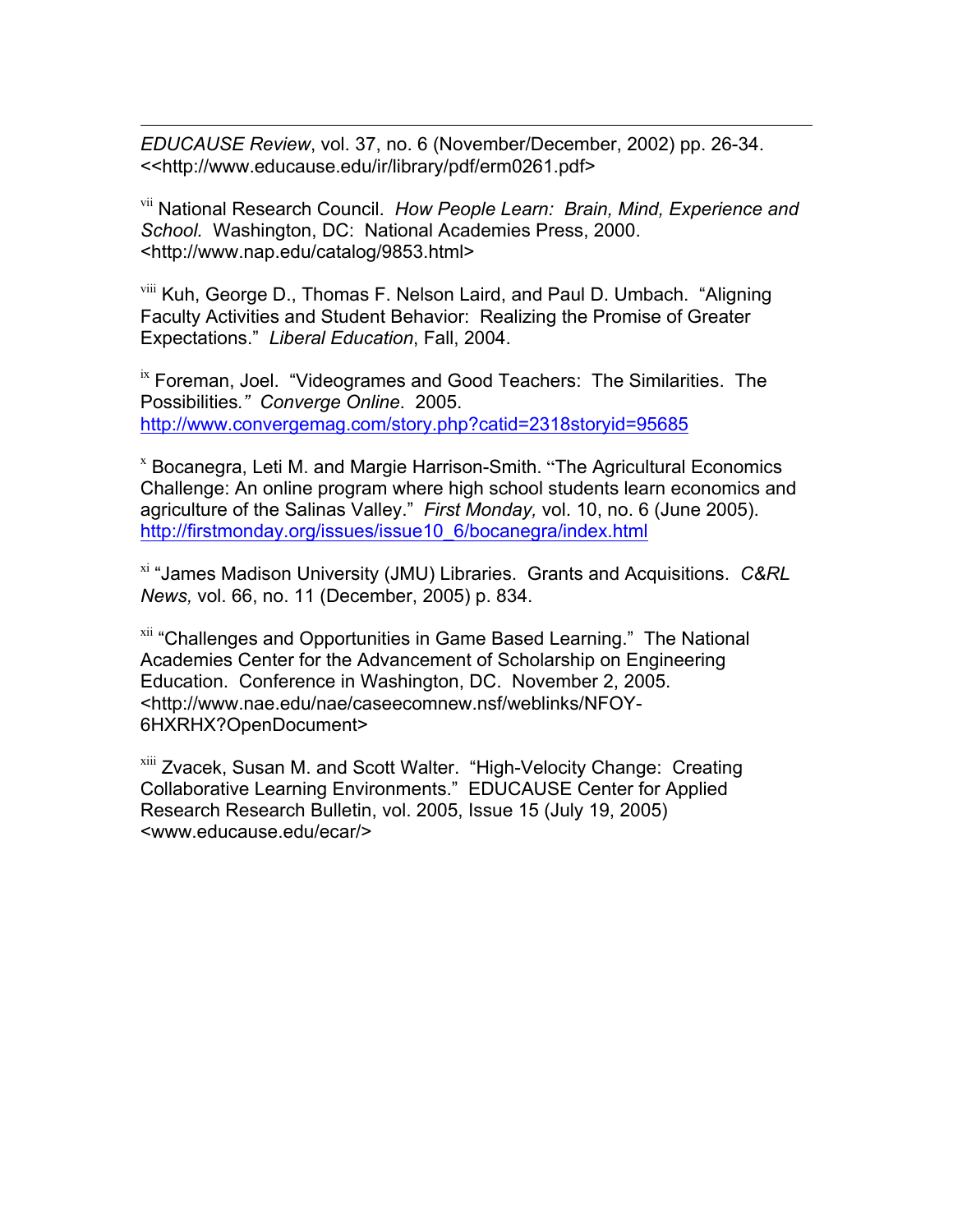*EDUCAUSE Review*, vol. 37, no. 6 (November/December, 2002) pp. 26-34. <<http://www.educause.edu/ir/library/pdf/erm0261.pdf>

[vii] National Research Council. *How People Learn: Brain, Mind, Experience and School.* Washington, DC: National Academies Press, 2000. <http://www.nap.edu/catalog/9853.html>

[viii] Kuh, George D., Thomas F. Nelson Laird, and Paul D. Umbach. "Aligning Faculty Activities and Student Behavior: Realizing the Promise of Greater Expectations." *Liberal Education*, Fall, 2004.

[ix] Foreman, Joel. "Videogrames and Good Teachers: The Similarities. The Possibilities*.*" *Converge Online*. 2005. http://www.convergemag.com/story.php?catid=2318storyid=95685

[x] Bocanegra, Leti M. and Margie Harrison-Smith. "The Agricultural Economics Challenge: An online program where high school students learn economics and agriculture of the Salinas Valley." *First Monday,* vol. 10, no. 6 (June 2005). http://firstmonday.org/issues/issue10_6/bocanegra/index.html

[xi] "James Madison University (JMU) Libraries. Grants and Acquisitions. *C&RL News,* vol. 66, no. 11 (December, 2005) p. 834.

[xii] "Challenges and Opportunities in Game Based Learning." The National Academies Center for the Advancement of Scholarship on Engineering Education. Conference in Washington, DC. November 2, 2005. <http://www.nae.edu/nae/caseecomnew.nsf/weblinks/NFOY-6HXRHX?OpenDocument>

[xiii] Zvacek, Susan M. and Scott Walter. "High-Velocity Change: Creating Collaborative Learning Environments." EDUCAUSE Center for Applied Research Research Bulletin, vol. 2005, Issue 15 (July 19, 2005) <www.educause.edu/ecar/>